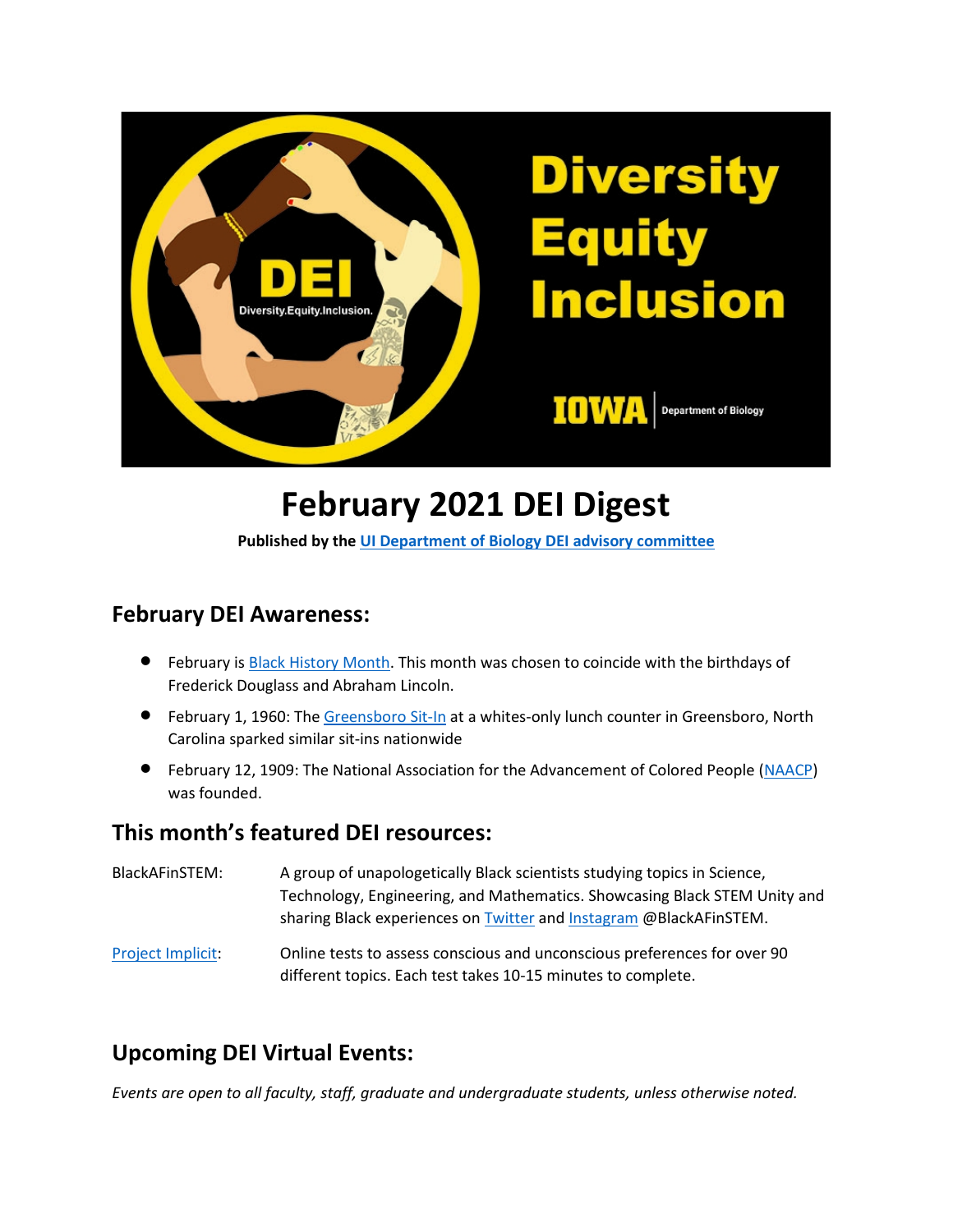# February 2021 DEI Digest

**Published by the UI Department of Biology DEI advisory committee**

## February DEI Awareness:

- February is Black History Month. This month was chosen to coincide with the birthdays of Frederick Douglass and Abraham Lincoln.
- February 1, 1960: The Greensboro Sit-In at a whites-only lunch counter in Greensboro, North Carolina sparked similar sit-ins nationwide
- February 12, 1909: The National Association for the Advancement of Colored People (NAACP) was founded.

## This month's featured DEI resources:

| | |
|---|---|
| BlackAFinSTEM: | A group of unapologetically Black scientists studying topics in Science, Technology, Engineering, and Mathematics. Showcasing Black STEM Unity and sharing Black experiences on Twitter and Instagram @BlackAFinSTEM. |
| Project Implicit: | Online tests to assess conscious and unconscious preferences for over 90 different topics. Each test takes 10-15 minutes to complete. |

## Upcoming DEI Virtual Events:

*Events are open to all faculty, staff, graduate and undergraduate students, unless otherwise noted.*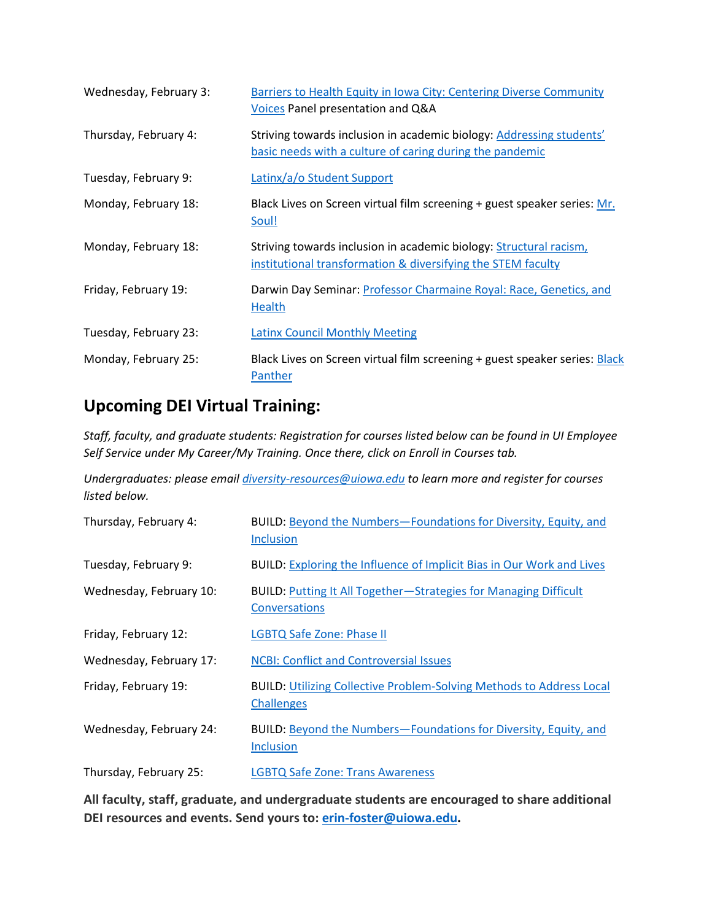| | |
|---|---|
| Wednesday, February 3: | Barriers to Health Equity in Iowa City: Centering Diverse Community Voices Panel presentation and Q&A |
| Thursday, February 4: | Striving towards inclusion in academic biology: Addressing students' basic needs with a culture of caring during the pandemic |
| Tuesday, February 9: | Latinx/a/o Student Support |
| Monday, February 18: | Black Lives on Screen virtual film screening + guest speaker series: Mr. Soul! |
| Monday, February 18: | Striving towards inclusion in academic biology: Structural racism, institutional transformation & diversifying the STEM faculty |
| Friday, February 19: | Darwin Day Seminar: Professor Charmaine Royal: Race, Genetics, and Health |
| Tuesday, February 23: | Latinx Council Monthly Meeting |
| Monday, February 25: | Black Lives on Screen virtual film screening + guest speaker series: Black Panther |

## Upcoming DEI Virtual Training:

*Staff, faculty, and graduate students: Registration for courses listed below can be found in UI Employee Self Service under My Career/My Training. Once there, click on Enroll in Courses tab.*

*Undergraduates: please email diversity-resources@uiowa.edu to learn more and register for courses listed below.*

| | |
|---|---|
| Thursday, February 4: | BUILD: Beyond the Numbers—Foundations for Diversity, Equity, and Inclusion |
| Tuesday, February 9: | BUILD: Exploring the Influence of Implicit Bias in Our Work and Lives |
| Wednesday, February 10: | BUILD: Putting It All Together—Strategies for Managing Difficult Conversations |
| Friday, February 12: | LGBTQ Safe Zone: Phase II |
| Wednesday, February 17: | NCBI: Conflict and Controversial Issues |
| Friday, February 19: | BUILD: Utilizing Collective Problem-Solving Methods to Address Local Challenges |
| Wednesday, February 24: | BUILD: Beyond the Numbers—Foundations for Diversity, Equity, and Inclusion |
| Thursday, February 25: | LGBTQ Safe Zone: Trans Awareness |

**All faculty, staff, graduate, and undergraduate students are encouraged to share additional DEI resources and events. Send yours to: erin-foster@uiowa.edu.**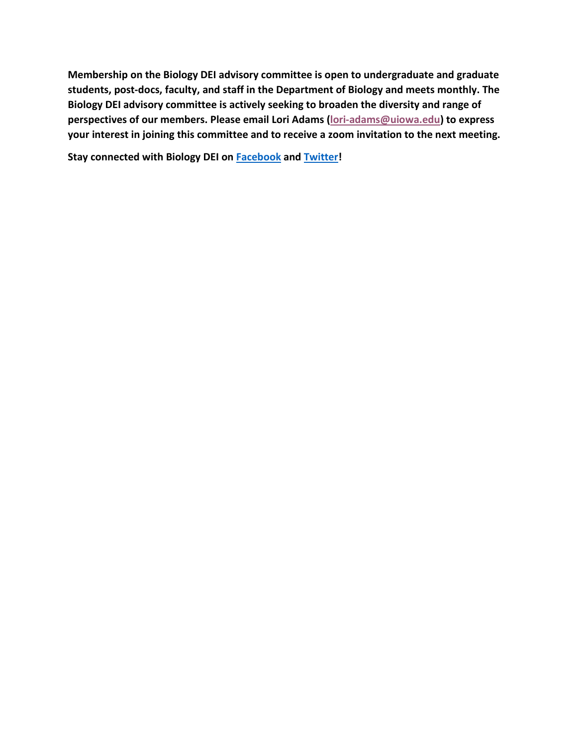**Membership on the Biology DEI advisory committee is open to undergraduate and graduate students, post-docs, faculty, and staff in the Department of Biology and meets monthly. The Biology DEI advisory committee is actively seeking to broaden the diversity and range of perspectives of our members. Please email Lori Adams (lori-adams@uiowa.edu) to express your interest in joining this committee and to receive a zoom invitation to the next meeting.**

**Stay connected with Biology DEI on Facebook and Twitter!**